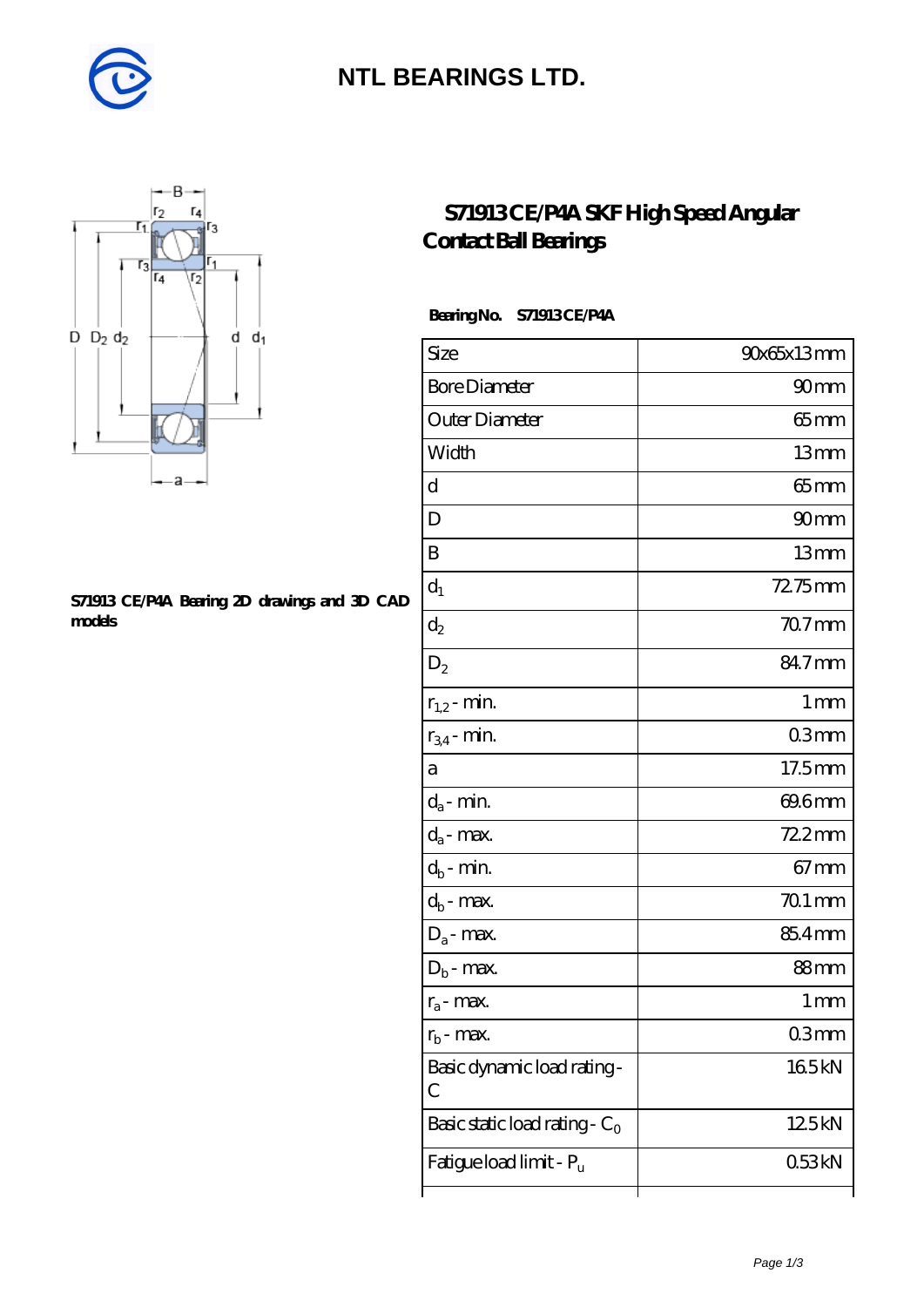# NTL BEARINGS LTD.

## S71913 CE/P4A SKF High Speed Angular Contact Ball Bearings

**S71913 CE/P4A Bearing 2D drawings and 3D CAD models**

**Bearing No. S71913 CE/P4A**

| Size | 90x65x13 mm |
|---|---|
| Bore Diameter | 90 mm |
| Outer Diameter | 65 mm |
| Width | 13 mm |
| d | 65 mm |
| D | 90 mm |
| B | 13 mm |
| $d_1$ | 72.75 mm |
| $d_2$ | 70.7 mm |
| $D_2$ | 84.7 mm |
| $r_{1,2}$ - min. | 1 mm |
| $r_{3,4}$ - min. | 0.3 mm |
| a | 17.5 mm |
| $d_a$ - min. | 69.6 mm |
| $d_a$ - max. | 72.2 mm |
| $d_b$ - min. | 67 mm |
| $d_b$ - max. | 70.1 mm |
| $D_a$ - max. | 85.4 mm |
| $D_b$ - max. | 88 mm |
| $r_a$ - max. | 1 mm |
| $r_b$ - max. | 0.3 mm |
| Basic dynamic load rating - C | 16.5 kN |
| Basic static load rating - $C_0$ | 12.5 kN |
| Fatigue load limit - $P_u$ | 0.53 kN |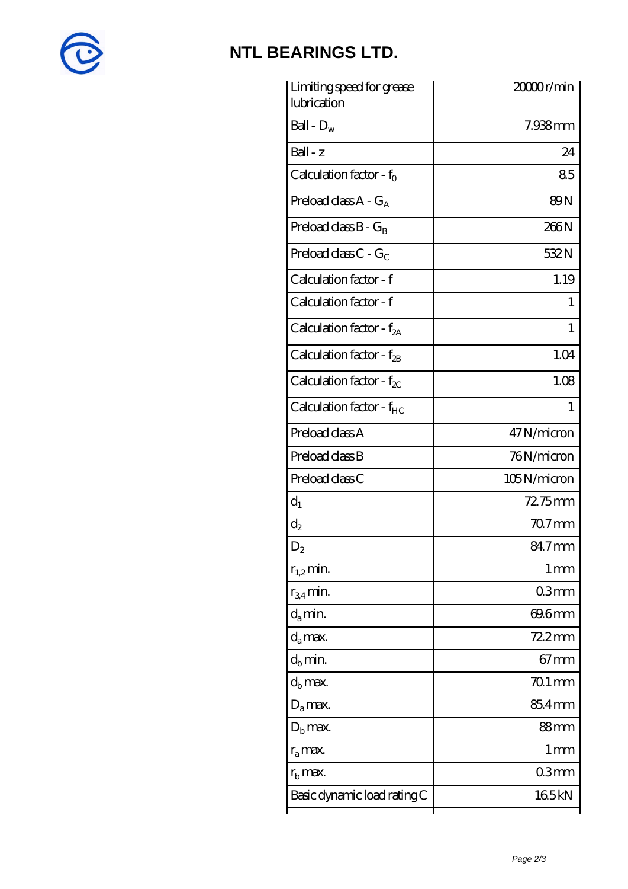# NTL BEARINGS LTD.

| | |
|---|---|
| Limiting speed for grease lubrication | 20000 r/min |
| Ball - $D_w$ | 7.938 mm |
| Ball - z | 24 |
| Calculation factor - $f_0$ | 8.5 |
| Preload class A - $G_A$ | 89 N |
| Preload class B - $G_B$ | 266 N |
| Preload class C - $G_C$ | 532 N |
| Calculation factor - f | 1.19 |
| Calculation factor - f | 1 |
| Calculation factor - $f_{2A}$ | 1 |
| Calculation factor - $f_{2B}$ | 1.04 |
| Calculation factor - $f_{2C}$ | 1.08 |
| Calculation factor - $f_{HC}$ | 1 |
| Preload class A | 47 N/micron |
| Preload class B | 76 N/micron |
| Preload class C | 105 N/micron |
| $d_1$ | 72.75 mm |
| $d_2$ | 70.7 mm |
| $D_2$ | 84.7 mm |
| $r_{1,2}$ min. | 1 mm |
| $r_{3,4}$ min. | 0.3 mm |
| $d_a$ min. | 69.6 mm |
| $d_a$ max. | 72.2 mm |
| $d_b$ min. | 67 mm |
| $d_b$ max. | 70.1 mm |
| $D_a$ max. | 85.4 mm |
| $D_b$ max. | 88 mm |
| $r_a$ max. | 1 mm |
| $r_b$ max. | 0.3 mm |
| Basic dynamic load rating C | 16.5 kN |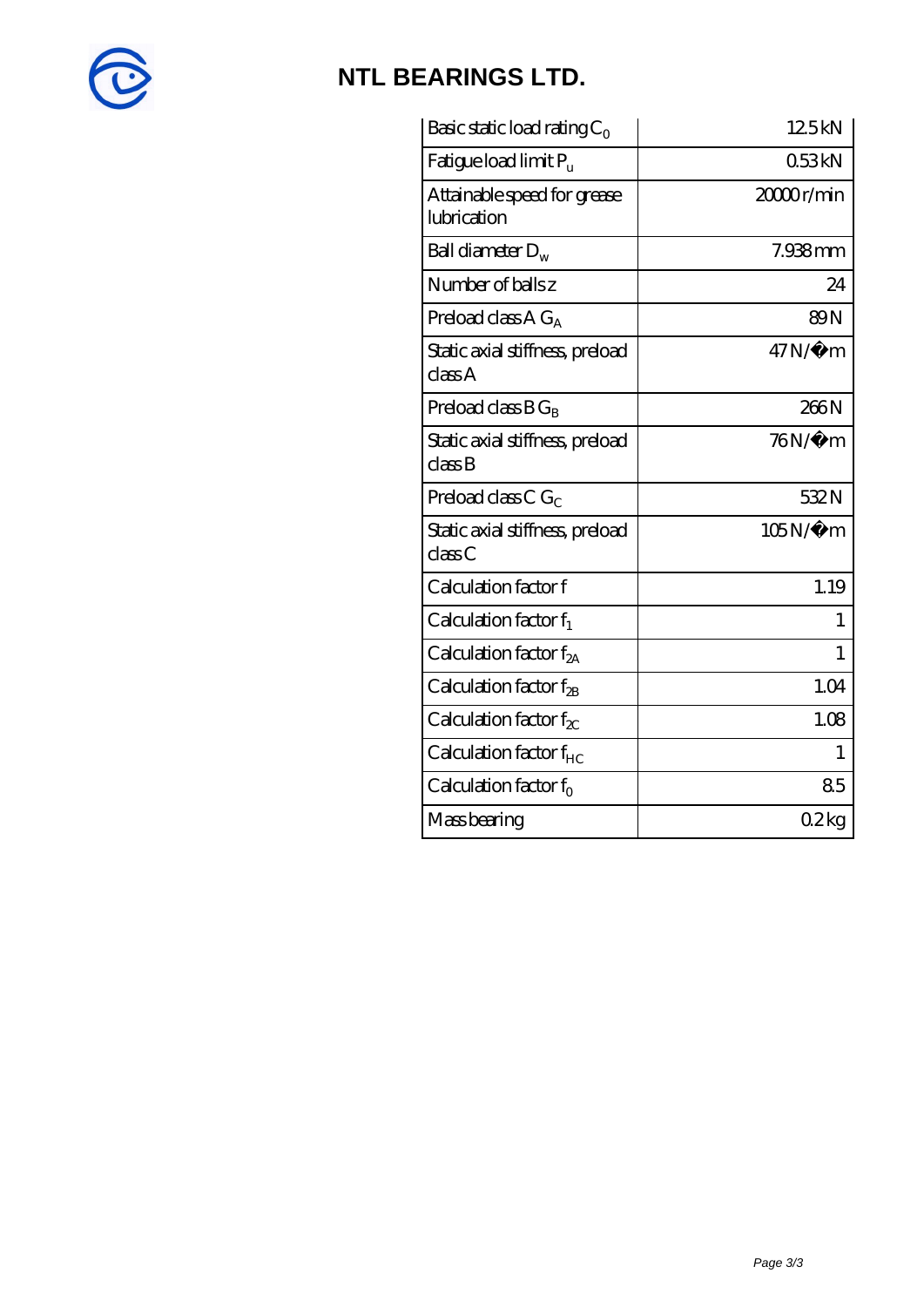**NTL BEARINGS LTD.**

| | |
|---|---|
| Basic static load rating $C_0$ | 12.5 kN |
| Fatigue load limit $P_u$ | 0.53 kN |
| Attainable speed for grease lubrication | 20000 r/min |
| Ball diameter $D_w$ | 7.938 mm |
| Number of balls z | 24 |
| Preload class A $G_A$ | 89 N |
| Static axial stiffness, preload class A | 47 N/�m |
| Preload class B $G_B$ | 266 N |
| Static axial stiffness, preload class B | 76 N/�m |
| Preload class C $G_C$ | 532 N |
| Static axial stiffness, preload class C | 105 N/�m |
| Calculation factor f | 1.19 |
| Calculation factor $f_1$ | 1 |
| Calculation factor $f_{2A}$ | 1 |
| Calculation factor $f_{2B}$ | 1.04 |
| Calculation factor $f_{2C}$ | 1.08 |
| Calculation factor $f_{HC}$ | 1 |
| Calculation factor $f_0$ | 8.5 |
| Mass bearing | 0.2 kg |